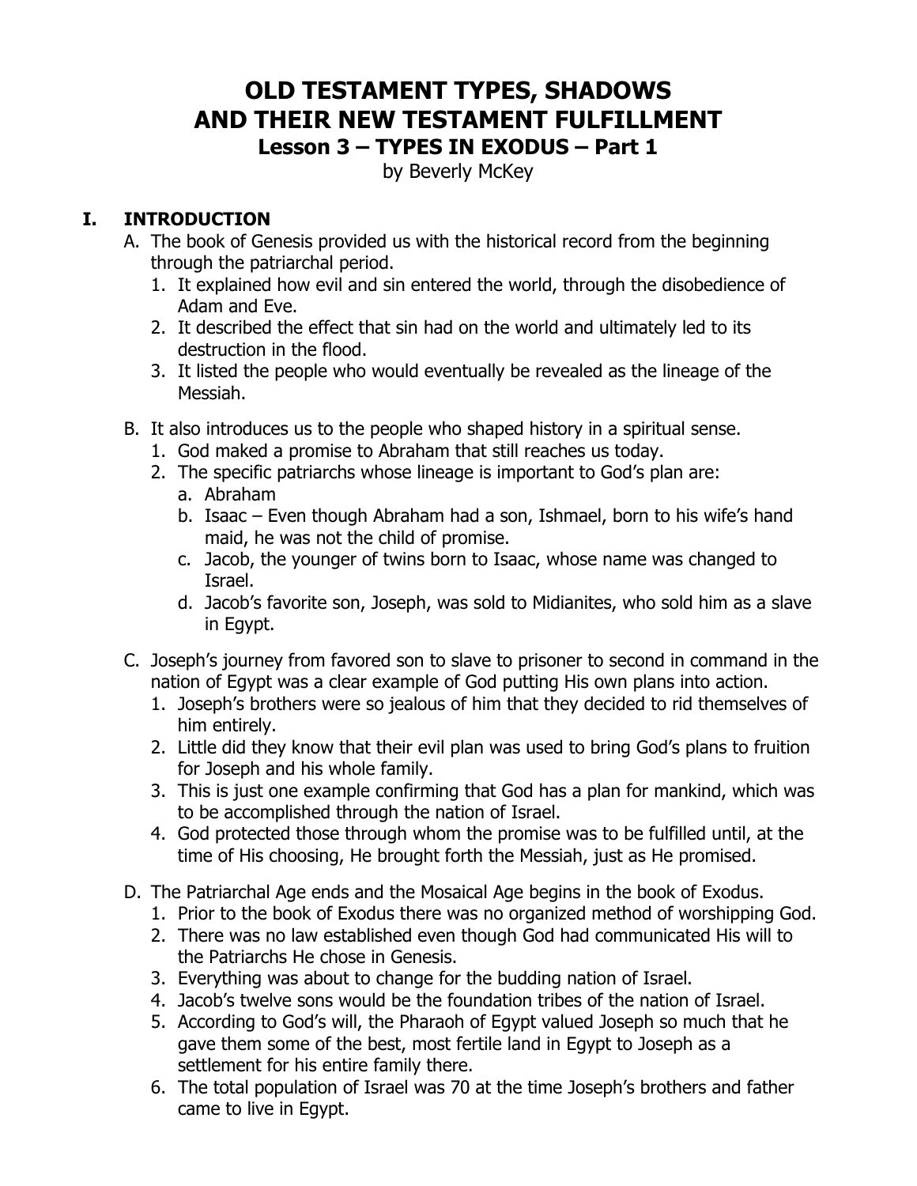# OLD TESTAMENT TYPES, SHADOWS AND THEIR NEW TESTAMENT FULFILLMENT

## Lesson 3 – TYPES IN EXODUS – Part 1

by Beverly McKey

## I. INTRODUCTION

A. The book of Genesis provided us with the historical record from the beginning through the patriarchal period.
   1. It explained how evil and sin entered the world, through the disobedience of Adam and Eve.
   2. It described the effect that sin had on the world and ultimately led to its destruction in the flood.
   3. It listed the people who would eventually be revealed as the lineage of the Messiah.

B. It also introduces us to the people who shaped history in a spiritual sense.
   1. God maked a promise to Abraham that still reaches us today.
   2. The specific patriarchs whose lineage is important to God's plan are:
      a. Abraham
      b. Isaac – Even though Abraham had a son, Ishmael, born to his wife's hand maid, he was not the child of promise.
      c. Jacob, the younger of twins born to Isaac, whose name was changed to Israel.
      d. Jacob's favorite son, Joseph, was sold to Midianites, who sold him as a slave in Egypt.

C. Joseph's journey from favored son to slave to prisoner to second in command in the nation of Egypt was a clear example of God putting His own plans into action.
   1. Joseph's brothers were so jealous of him that they decided to rid themselves of him entirely.
   2. Little did they know that their evil plan was used to bring God's plans to fruition for Joseph and his whole family.
   3. This is just one example confirming that God has a plan for mankind, which was to be accomplished through the nation of Israel.
   4. God protected those through whom the promise was to be fulfilled until, at the time of His choosing, He brought forth the Messiah, just as He promised.

D. The Patriarchal Age ends and the Mosaical Age begins in the book of Exodus.
   1. Prior to the book of Exodus there was no organized method of worshipping God.
   2. There was no law established even though God had communicated His will to the Patriarchs He chose in Genesis.
   3. Everything was about to change for the budding nation of Israel.
   4. Jacob's twelve sons would be the foundation tribes of the nation of Israel.
   5. According to God's will, the Pharaoh of Egypt valued Joseph so much that he gave them some of the best, most fertile land in Egypt to Joseph as a settlement for his entire family there.
   6. The total population of Israel was 70 at the time Joseph's brothers and father came to live in Egypt.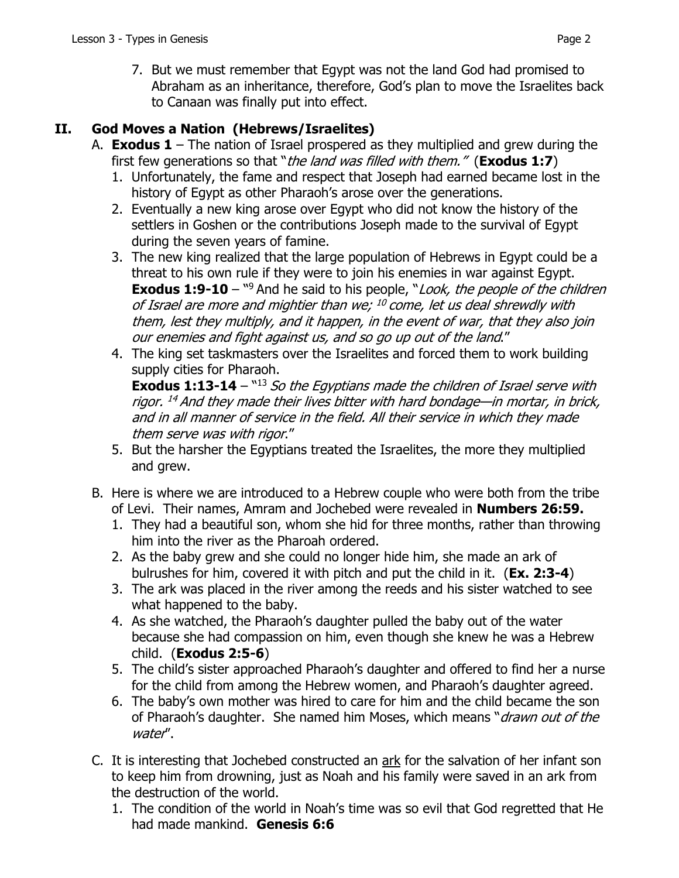7. But we must remember that Egypt was not the land God had promised to Abraham as an inheritance, therefore, God's plan to move the Israelites back to Canaan was finally put into effect.

## II. God Moves a Nation (Hebrews/Israelites)

A. **Exodus 1** – The nation of Israel prospered as they multiplied and grew during the first few generations so that "*the land was filled with them.*" (**Exodus 1:7**)

1. Unfortunately, the fame and respect that Joseph had earned became lost in the history of Egypt as other Pharaoh's arose over the generations.
2. Eventually a new king arose over Egypt who did not know the history of the settlers in Goshen or the contributions Joseph made to the survival of Egypt during the seven years of famine.
3. The new king realized that the large population of Hebrews in Egypt could be a threat to his own rule if they were to join his enemies in war against Egypt. **Exodus 1:9-10** – "[9] And he said to his people, "*Look, the people of the children of Israel are more and mightier than we; [10] come, let us deal shrewdly with them, lest they multiply, and it happen, in the event of war, that they also join our enemies and fight against us, and so go up out of the land.*"
4. The king set taskmasters over the Israelites and forced them to work building supply cities for Pharaoh.
   **Exodus 1:13-14** – "[13] *So the Egyptians made the children of Israel serve with rigor. [14] And they made their lives bitter with hard bondage—in mortar, in brick, and in all manner of service in the field. All their service in which they made them serve was with rigor.*"
5. But the harsher the Egyptians treated the Israelites, the more they multiplied and grew.

B. Here is where we are introduced to a Hebrew couple who were both from the tribe of Levi. Their names, Amram and Jochebed were revealed in **Numbers 26:59.**

1. They had a beautiful son, whom she hid for three months, rather than throwing him into the river as the Pharoah ordered.
2. As the baby grew and she could no longer hide him, she made an ark of bulrushes for him, covered it with pitch and put the child in it. (**Ex. 2:3-4**)
3. The ark was placed in the river among the reeds and his sister watched to see what happened to the baby.
4. As she watched, the Pharaoh's daughter pulled the baby out of the water because she had compassion on him, even though she knew he was a Hebrew child. (**Exodus 2:5-6**)
5. The child's sister approached Pharaoh's daughter and offered to find her a nurse for the child from among the Hebrew women, and Pharaoh's daughter agreed.
6. The baby's own mother was hired to care for him and the child became the son of Pharaoh's daughter. She named him Moses, which means "*drawn out of the water*".

C. It is interesting that Jochebed constructed an <u>ark</u> for the salvation of her infant son to keep him from drowning, just as Noah and his family were saved in an ark from the destruction of the world.

1. The condition of the world in Noah's time was so evil that God regretted that He had made mankind. **Genesis 6:6**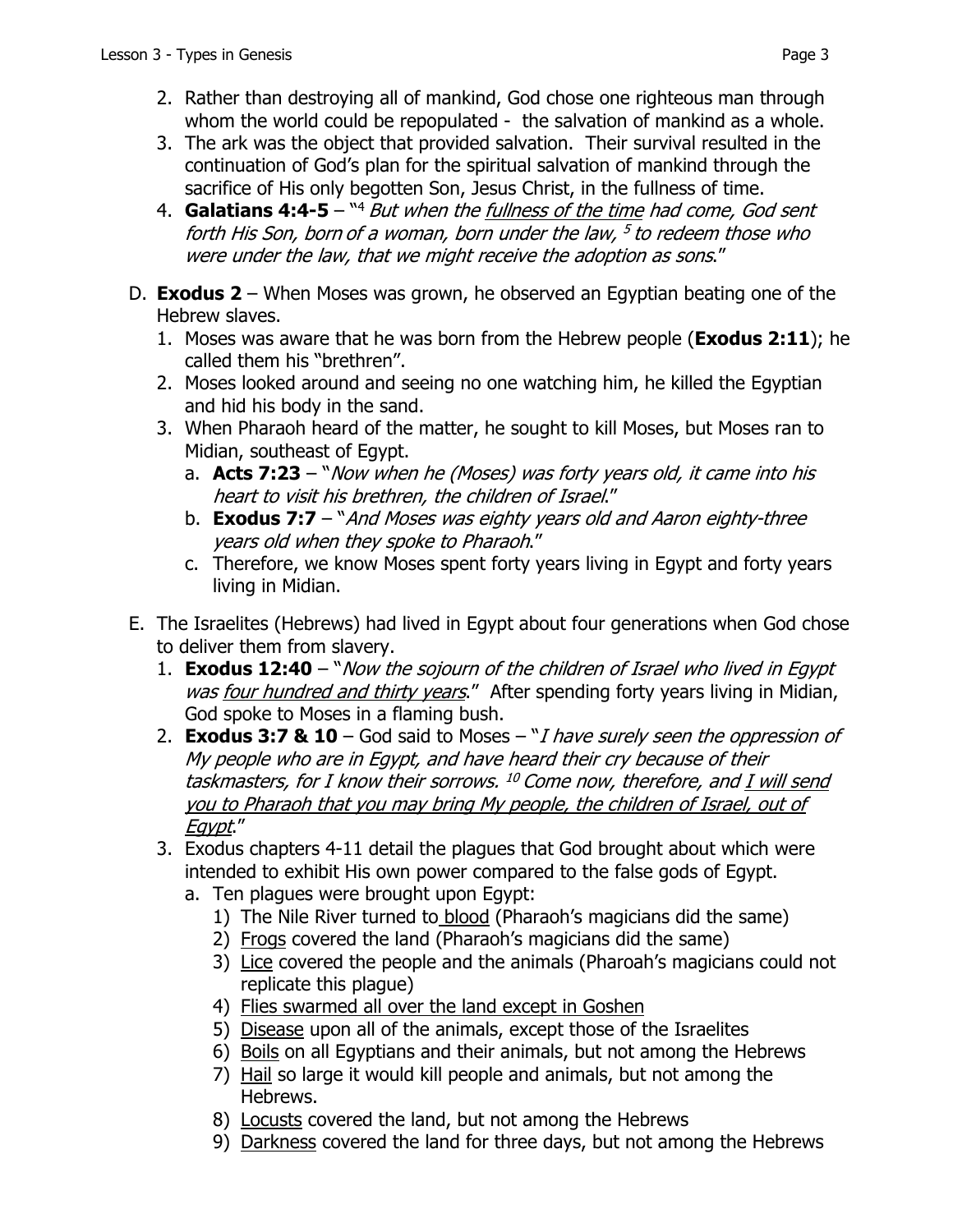2. Rather than destroying all of mankind, God chose one righteous man through whom the world could be repopulated - the salvation of mankind as a whole.
3. The ark was the object that provided salvation. Their survival resulted in the continuation of God's plan for the spiritual salvation of mankind through the sacrifice of His only begotten Son, Jesus Christ, in the fullness of time.
4. **Galatians 4:4-5** – "[4] *But when the* <u>*fullness of the time*</u> *had come, God sent forth His Son, born of a woman, born under the law,* [5] *to redeem those who were under the law, that we might receive the adoption as sons*."

D. **Exodus 2** – When Moses was grown, he observed an Egyptian beating one of the Hebrew slaves.

1. Moses was aware that he was born from the Hebrew people (**Exodus 2:11**); he called them his "brethren".
2. Moses looked around and seeing no one watching him, he killed the Egyptian and hid his body in the sand.
3. When Pharaoh heard of the matter, he sought to kill Moses, but Moses ran to Midian, southeast of Egypt.
   a. **Acts 7:23** – "*Now when he (Moses) was forty years old, it came into his heart to visit his brethren, the children of Israel*."
   b. **Exodus 7:7** – "*And Moses was eighty years old and Aaron eighty-three years old when they spoke to Pharaoh*."
   c. Therefore, we know Moses spent forty years living in Egypt and forty years living in Midian.

E. The Israelites (Hebrews) had lived in Egypt about four generations when God chose to deliver them from slavery.

1. **Exodus 12:40** – "*Now the sojourn of the children of Israel who lived in Egypt was* <u>*four hundred and thirty years*</u>." After spending forty years living in Midian, God spoke to Moses in a flaming bush.
2. **Exodus 3:7 & 10** – God said to Moses – "*I have surely seen the oppression of My people who are in Egypt, and have heard their cry because of their taskmasters, for I know their sorrows.* [10] *Come now, therefore, and* <u>*I will send you to Pharaoh that you may bring My people, the children of Israel, out of Egypt*</u>."
3. Exodus chapters 4-11 detail the plagues that God brought about which were intended to exhibit His own power compared to the false gods of Egypt.
   a. Ten plagues were brought upon Egypt:
      1) The Nile River turned to <u>blood</u> (Pharaoh's magicians did the same)
      2) <u>Frogs</u> covered the land (Pharaoh's magicians did the same)
      3) <u>Lice</u> covered the people and the animals (Pharoah's magicians could not replicate this plague)
      4) <u>Flies swarmed all over the land except in Goshen</u>
      5) <u>Disease</u> upon all of the animals, except those of the Israelites
      6) <u>Boils</u> on all Egyptians and their animals, but not among the Hebrews
      7) <u>Hail</u> so large it would kill people and animals, but not among the Hebrews.
      8) <u>Locusts</u> covered the land, but not among the Hebrews
      9) <u>Darkness</u> covered the land for three days, but not among the Hebrews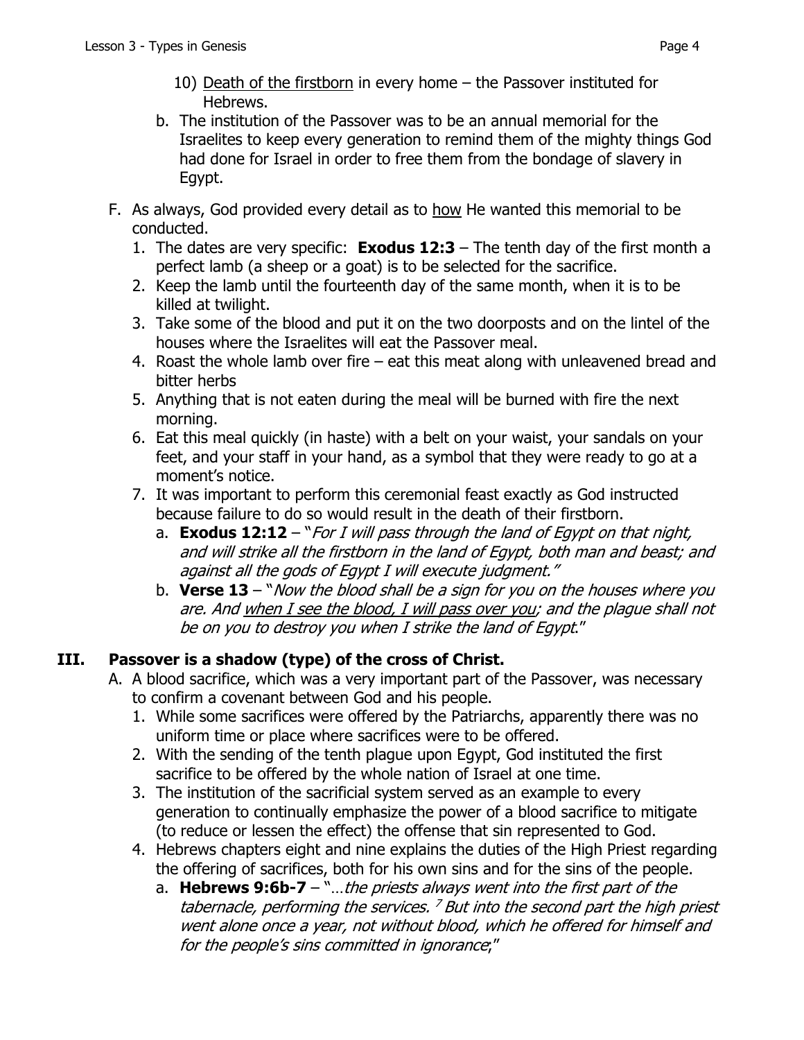10) <u>Death of the firstborn</u> in every home – the Passover instituted for Hebrews.

b. The institution of the Passover was to be an annual memorial for the Israelites to keep every generation to remind them of the mighty things God had done for Israel in order to free them from the bondage of slavery in Egypt.

F. As always, God provided every detail as to <u>how</u> He wanted this memorial to be conducted.

1. The dates are very specific: **Exodus 12:3** – The tenth day of the first month a perfect lamb (a sheep or a goat) is to be selected for the sacrifice.
2. Keep the lamb until the fourteenth day of the same month, when it is to be killed at twilight.
3. Take some of the blood and put it on the two doorposts and on the lintel of the houses where the Israelites will eat the Passover meal.
4. Roast the whole lamb over fire – eat this meat along with unleavened bread and bitter herbs
5. Anything that is not eaten during the meal will be burned with fire the next morning.
6. Eat this meal quickly (in haste) with a belt on your waist, your sandals on your feet, and your staff in your hand, as a symbol that they were ready to go at a moment's notice.
7. It was important to perform this ceremonial feast exactly as God instructed because failure to do so would result in the death of their firstborn.
   a. **Exodus 12:12** – "*For I will pass through the land of Egypt on that night, and will strike all the firstborn in the land of Egypt, both man and beast; and against all the gods of Egypt I will execute judgment.*"
   b. **Verse 13** – "*Now the blood shall be a sign for you on the houses where you are. And <u>when I see the blood, I will pass over you</u>; and the plague shall not be on you to destroy you when I strike the land of Egypt*."

## III. Passover is a shadow (type) of the cross of Christ.

A. A blood sacrifice, which was a very important part of the Passover, was necessary to confirm a covenant between God and his people.

1. While some sacrifices were offered by the Patriarchs, apparently there was no uniform time or place where sacrifices were to be offered.
2. With the sending of the tenth plague upon Egypt, God instituted the first sacrifice to be offered by the whole nation of Israel at one time.
3. The institution of the sacrificial system served as an example to every generation to continually emphasize the power of a blood sacrifice to mitigate (to reduce or lessen the effect) the offense that sin represented to God.
4. Hebrews chapters eight and nine explains the duties of the High Priest regarding the offering of sacrifices, both for his own sins and for the sins of the people.
   a. **Hebrews 9:6b-7** – "…*the priests always went into the first part of the tabernacle, performing the services.* [7] *But into the second part the high priest went alone once a year, not without blood, which he offered for himself and for the people's sins committed in ignorance*;"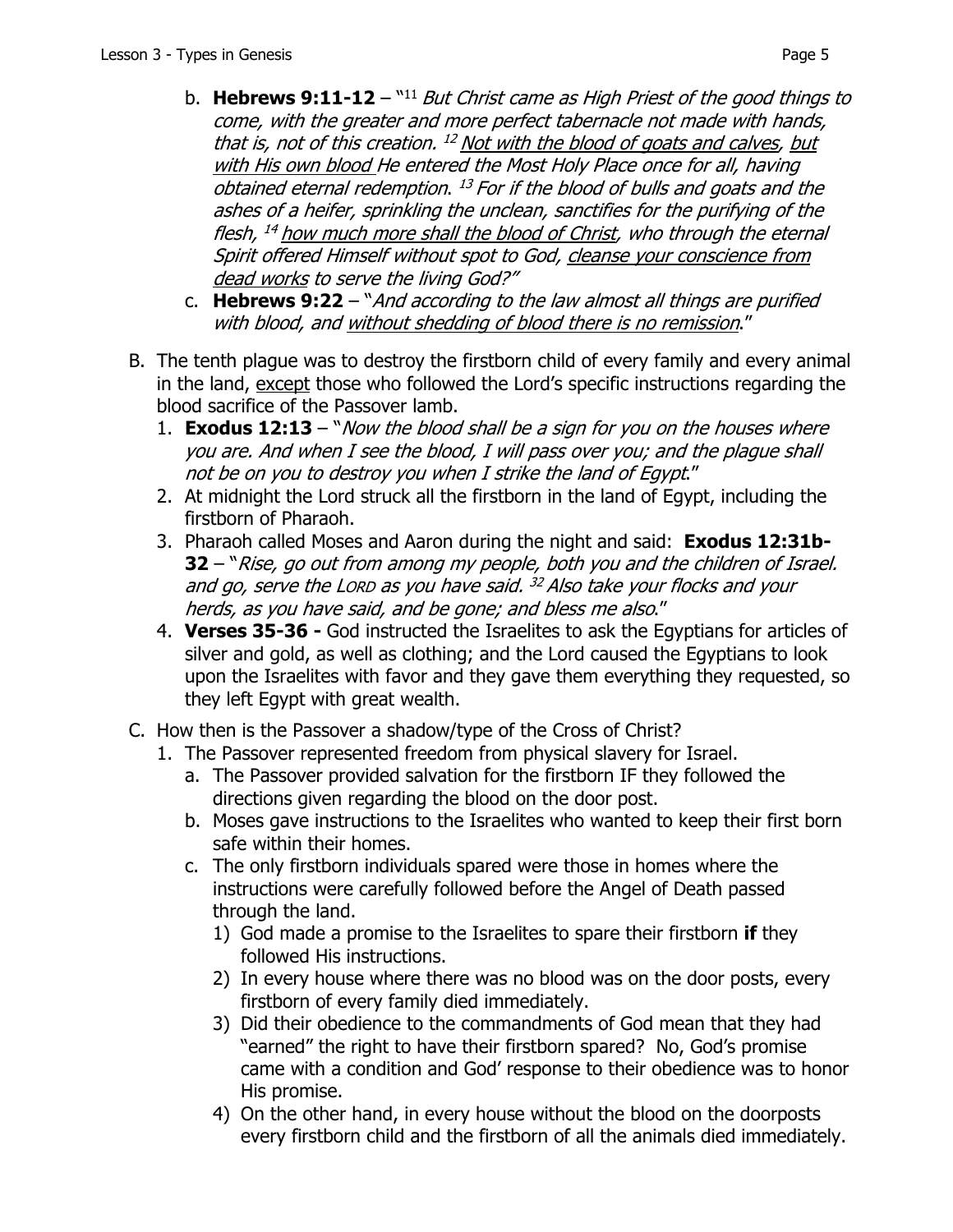b. **Hebrews 9:11-12** – "[11] *But Christ came as High Priest of the good things to come, with the greater and more perfect tabernacle not made with hands, that is, not of this creation.* [12] *<u>Not with the blood of goats and calves</u>, <u>but with His own blood</u> He entered the Most Holy Place once for all, having obtained eternal redemption.* [13] *For if the blood of bulls and goats and the ashes of a heifer, sprinkling the unclean, sanctifies for the purifying of the flesh,* [14] *<u>how much more shall the blood of Christ</u>, who through the eternal Spirit offered Himself without spot to God, <u>cleanse your conscience from dead works</u> to serve the living God?"*

c. **Hebrews 9:22** – "*And according to the law almost all things are purified with blood, and <u>without shedding of blood there is no remission</u>.*"

B. The tenth plague was to destroy the firstborn child of every family and every animal in the land, <u>except</u> those who followed the Lord's specific instructions regarding the blood sacrifice of the Passover lamb.

1. **Exodus 12:13** – "*Now the blood shall be a sign for you on the houses where you are. And when I see the blood, I will pass over you; and the plague shall not be on you to destroy you when I strike the land of Egypt.*"
2. At midnight the Lord struck all the firstborn in the land of Egypt, including the firstborn of Pharaoh.
3. Pharaoh called Moses and Aaron during the night and said: **Exodus 12:31b-32** – "*Rise, go out from among my people, both you and the children of Israel. and go, serve the LORD as you have said.* [32] *Also take your flocks and your herds, as you have said, and be gone; and bless me also.*"
4. **Verses 35-36 -** God instructed the Israelites to ask the Egyptians for articles of silver and gold, as well as clothing; and the Lord caused the Egyptians to look upon the Israelites with favor and they gave them everything they requested, so they left Egypt with great wealth.

C. How then is the Passover a shadow/type of the Cross of Christ?

1. The Passover represented freedom from physical slavery for Israel.
   a. The Passover provided salvation for the firstborn IF they followed the directions given regarding the blood on the door post.
   b. Moses gave instructions to the Israelites who wanted to keep their first born safe within their homes.
   c. The only firstborn individuals spared were those in homes where the instructions were carefully followed before the Angel of Death passed through the land.
      1) God made a promise to the Israelites to spare their firstborn **if** they followed His instructions.
      2) In every house where there was no blood was on the door posts, every firstborn of every family died immediately.
      3) Did their obedience to the commandments of God mean that they had "earned" the right to have their firstborn spared? No, God's promise came with a condition and God' response to their obedience was to honor His promise.
      4) On the other hand, in every house without the blood on the doorposts every firstborn child and the firstborn of all the animals died immediately.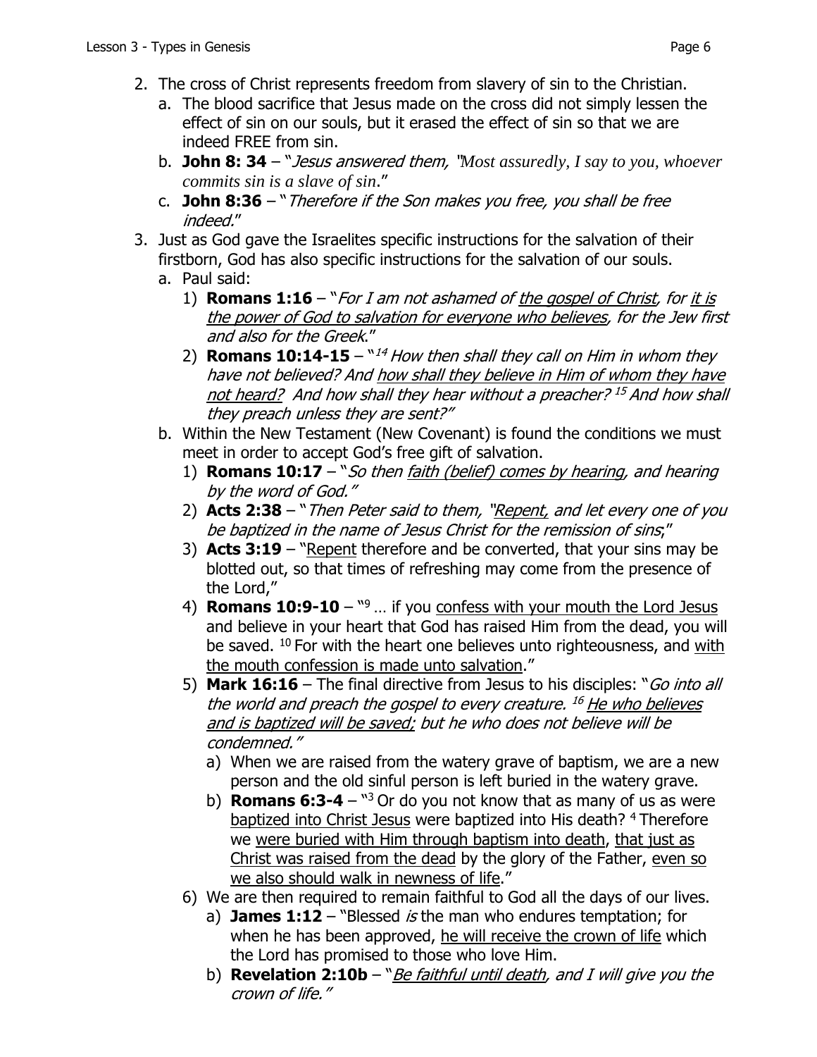2. The cross of Christ represents freedom from slavery of sin to the Christian.
   a. The blood sacrifice that Jesus made on the cross did not simply lessen the effect of sin on our souls, but it erased the effect of sin so that we are indeed FREE from sin.
   b. **John 8: 34** – "*Jesus answered them, "Most assuredly, I say to you, whoever commits sin is a slave of sin*."
   c. **John 8:36** – "*Therefore if the Son makes you free, you shall be free indeed*."
3. Just as God gave the Israelites specific instructions for the salvation of their firstborn, God has also specific instructions for the salvation of our souls.
   a. Paul said:
      1) **Romans 1:16** – "*For I am not ashamed of <u>the gospel of Christ</u>, for <u>it is the power of God to salvation for everyone who believes</u>, for the Jew first and also for the Greek*."
      2) **Romans 10:14-15** – "[14] *How then shall they call on Him in whom they have not believed? And <u>how shall they believe in Him of whom they have not heard?</u> And how shall they hear without a preacher?* [15] *And how shall they preach unless they are sent?"*
   b. Within the New Testament (New Covenant) is found the conditions we must meet in order to accept God's free gift of salvation.
      1) **Romans 10:17** – "*So then <u>faith (belief) comes by hearing</u>, and hearing by the word of God."*
      2) **Acts 2:38** – "*Then Peter said to them, "<u>Repent,</u> and let every one of you be baptized in the name of Jesus Christ for the remission of sins*;"
      3) **Acts 3:19** – "<u>Repent</u> therefore and be converted, that your sins may be blotted out, so that times of refreshing may come from the presence of the Lord,"
      4) **Romans 10:9-10** – "[9] … if you <u>confess with your mouth the Lord Jesus</u> and believe in your heart that God has raised Him from the dead, you will be saved. [10] For with the heart one believes unto righteousness, and <u>with the mouth confession is made unto salvation</u>."
      5) **Mark 16:16** – The final directive from Jesus to his disciples: "*Go into all the world and preach the gospel to every creature.* [16] *<u>He who believes and is baptized will be saved;</u> but he who does not believe will be condemned."*
         a) When we are raised from the watery grave of baptism, we are a new person and the old sinful person is left buried in the watery grave.
         b) **Romans 6:3-4** – "[3] Or do you not know that as many of us as were <u>baptized into Christ Jesus</u> were baptized into His death? [4] Therefore we <u>were buried with Him through baptism into death</u>, <u>that just as Christ was raised from the dead</u> by the glory of the Father, <u>even so we also should walk in newness of life</u>."
      6) We are then required to remain faithful to God all the days of our lives.
         a) **James 1:12** – "Blessed *is* the man who endures temptation; for when he has been approved, <u>he will receive the crown of life</u> which the Lord has promised to those who love Him.
         b) **Revelation 2:10b** – "*<u>Be faithful until death</u>, and I will give you the crown of life."*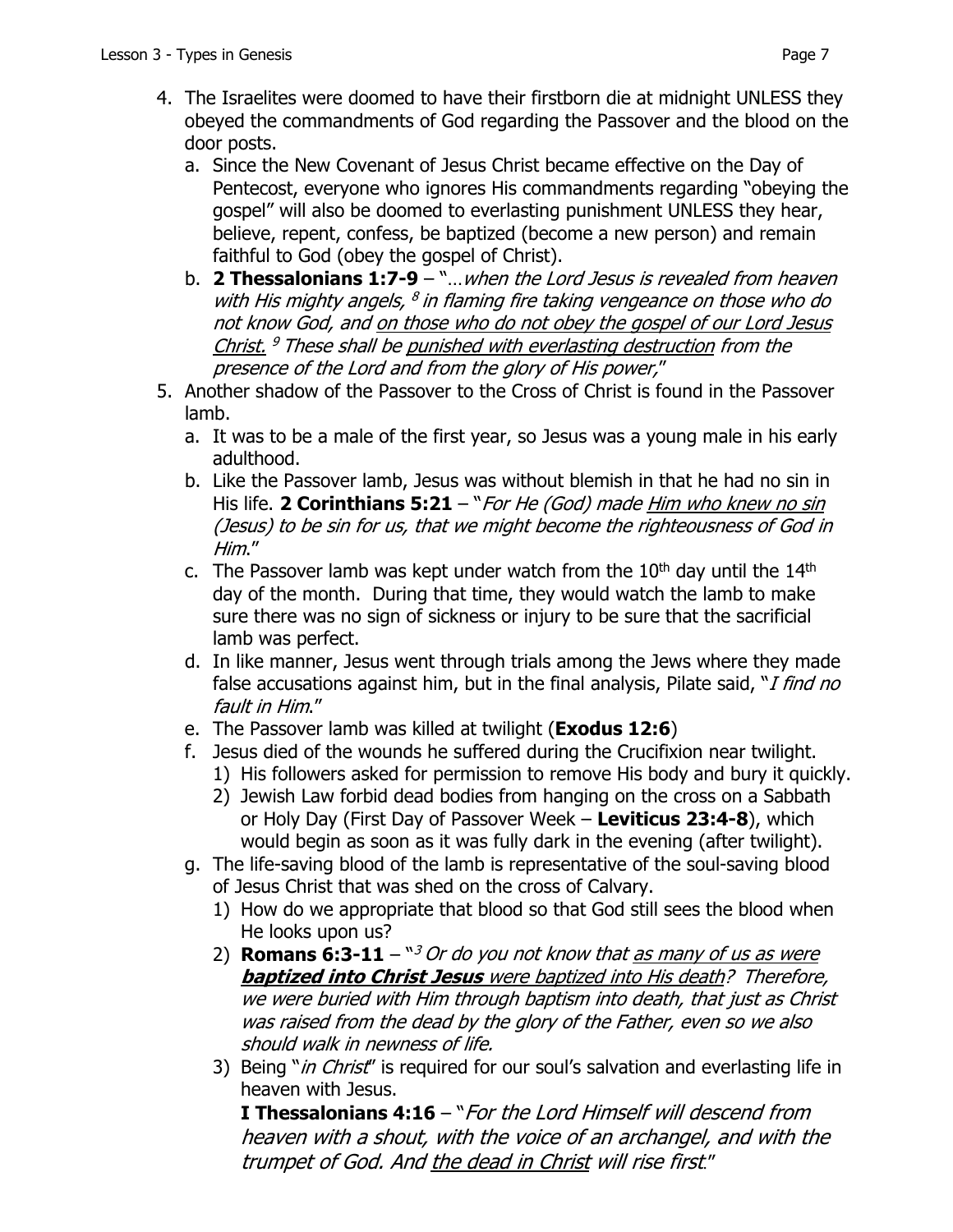4. The Israelites were doomed to have their firstborn die at midnight UNLESS they obeyed the commandments of God regarding the Passover and the blood on the door posts.
   a. Since the New Covenant of Jesus Christ became effective on the Day of Pentecost, everyone who ignores His commandments regarding "obeying the gospel" will also be doomed to everlasting punishment UNLESS they hear, believe, repent, confess, be baptized (become a new person) and remain faithful to God (obey the gospel of Christ).
   b. **2 Thessalonians 1:7-9** – "*…when the Lord Jesus is revealed from heaven with His mighty angels, [8] in flaming fire taking vengeance on those who do not know God, and <u>on those who do not obey the gospel of our Lord Jesus Christ.</u> [9] These shall be <u>punished with everlasting destruction</u> from the presence of the Lord and from the glory of His power,*"
5. Another shadow of the Passover to the Cross of Christ is found in the Passover lamb.
   a. It was to be a male of the first year, so Jesus was a young male in his early adulthood.
   b. Like the Passover lamb, Jesus was without blemish in that he had no sin in His life. **2 Corinthians 5:21** – "*For He (God) made <u>Him who knew no sin</u> (Jesus) to be sin for us, that we might become the righteousness of God in Him*."
   c. The Passover lamb was kept under watch from the 10th day until the 14th day of the month. During that time, they would watch the lamb to make sure there was no sign of sickness or injury to be sure that the sacrificial lamb was perfect.
   d. In like manner, Jesus went through trials among the Jews where they made false accusations against him, but in the final analysis, Pilate said, "*I find no fault in Him*."
   e. The Passover lamb was killed at twilight (**Exodus 12:6**)
   f. Jesus died of the wounds he suffered during the Crucifixion near twilight.
      1) His followers asked for permission to remove His body and bury it quickly.
      2) Jewish Law forbid dead bodies from hanging on the cross on a Sabbath or Holy Day (First Day of Passover Week – **Leviticus 23:4-8**), which would begin as soon as it was fully dark in the evening (after twilight).
   g. The life-saving blood of the lamb is representative of the soul-saving blood of Jesus Christ that was shed on the cross of Calvary.
      1) How do we appropriate that blood so that God still sees the blood when He looks upon us?
      2) **Romans 6:3-11** – "*[3] Or do you not know that <u>as many of us as were **baptized into Christ Jesus** were baptized into His death</u>? Therefore, we were buried with Him through baptism into death, that just as Christ was raised from the dead by the glory of the Father, even so we also should walk in newness of life.*
      3) Being "*in Christ*" is required for our soul's salvation and everlasting life in heaven with Jesus.

         **I Thessalonians 4:16** – "*For the Lord Himself will descend from heaven with a shout, with the voice of an archangel, and with the trumpet of God. And <u>the dead in Christ</u> will rise first*."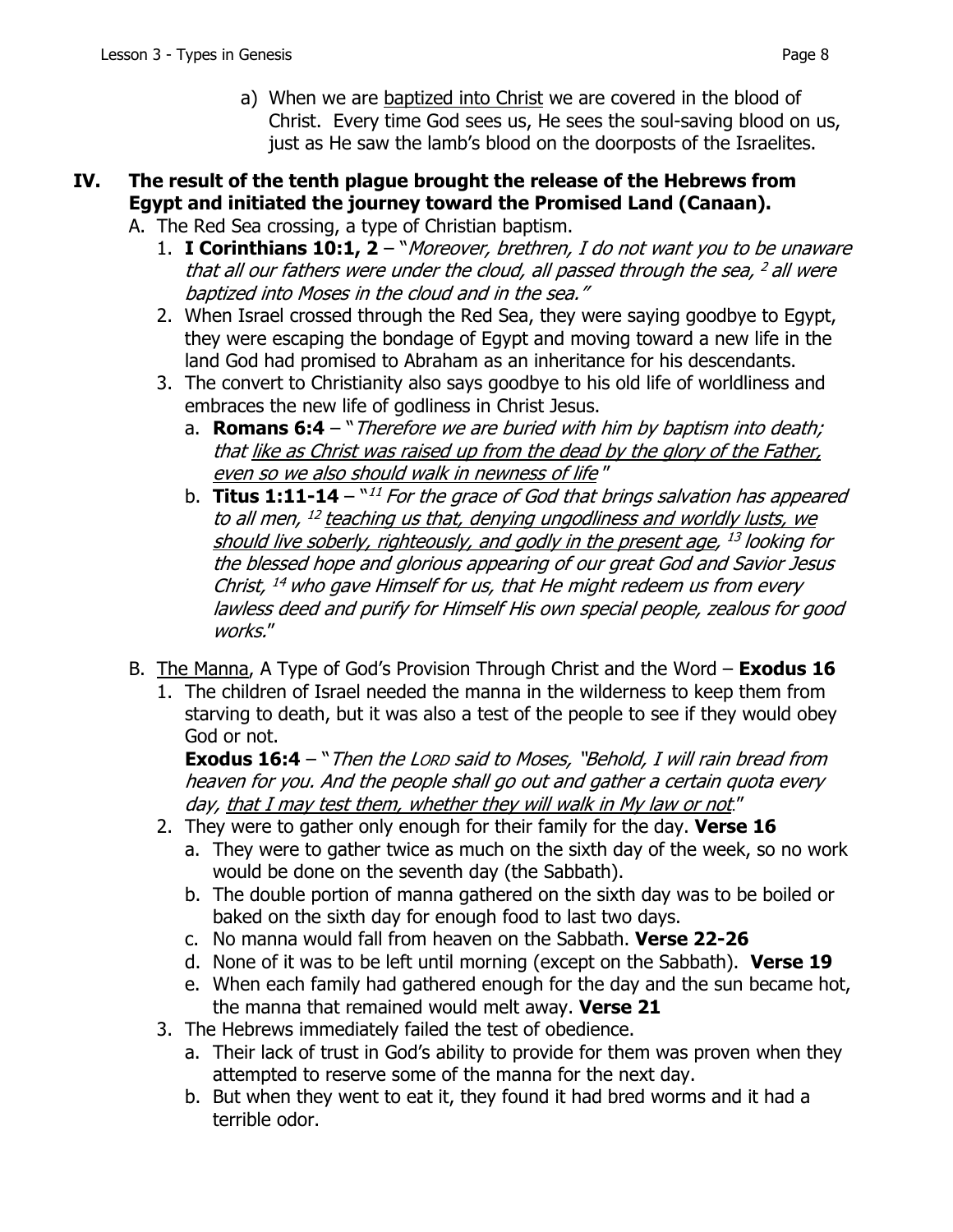a) When we are <u>baptized into Christ</u> we are covered in the blood of Christ. Every time God sees us, He sees the soul-saving blood on us, just as He saw the lamb's blood on the doorposts of the Israelites.

## IV. The result of the tenth plague brought the release of the Hebrews from Egypt and initiated the journey toward the Promised Land (Canaan).

A. The Red Sea crossing, a type of Christian baptism.

1. **I Corinthians 10:1, 2** – "*Moreover, brethren, I do not want you to be unaware that all our fathers were under the cloud, all passed through the sea, [2] all were baptized into Moses in the cloud and in the sea.*"
2. When Israel crossed through the Red Sea, they were saying goodbye to Egypt, they were escaping the bondage of Egypt and moving toward a new life in the land God had promised to Abraham as an inheritance for his descendants.
3. The convert to Christianity also says goodbye to his old life of worldliness and embraces the new life of godliness in Christ Jesus.
   a. **Romans 6:4** – "*Therefore we are buried with him by baptism into death; that <u>like as Christ was raised up from the dead by the glory of the Father, even so we also should walk in newness of life</u>*"
   b. **Titus 1:11-14** – "[11] *For the grace of God that brings salvation has appeared to all men, [12] <u>teaching us that, denying ungodliness and worldly lusts, we should live soberly, righteously, and godly in the present age</u>, [13] looking for the blessed hope and glorious appearing of our great God and Savior Jesus Christ, [14] who gave Himself for us, that He might redeem us from every lawless deed and purify for Himself His own special people, zealous for good works.*"

B. <u>The Manna</u>, A Type of God's Provision Through Christ and the Word – **Exodus 16**

1. The children of Israel needed the manna in the wilderness to keep them from starving to death, but it was also a test of the people to see if they would obey God or not.
   **Exodus 16:4** – "*Then the LORD said to Moses, "Behold, I will rain bread from heaven for you. And the people shall go out and gather a certain quota every day, <u>that I may test them, whether they will walk in My law or not</u>.*"
2. They were to gather only enough for their family for the day. **Verse 16**
   a. They were to gather twice as much on the sixth day of the week, so no work would be done on the seventh day (the Sabbath).
   b. The double portion of manna gathered on the sixth day was to be boiled or baked on the sixth day for enough food to last two days.
   c. No manna would fall from heaven on the Sabbath. **Verse 22-26**
   d. None of it was to be left until morning (except on the Sabbath). **Verse 19**
   e. When each family had gathered enough for the day and the sun became hot, the manna that remained would melt away. **Verse 21**
3. The Hebrews immediately failed the test of obedience.
   a. Their lack of trust in God's ability to provide for them was proven when they attempted to reserve some of the manna for the next day.
   b. But when they went to eat it, they found it had bred worms and it had a terrible odor.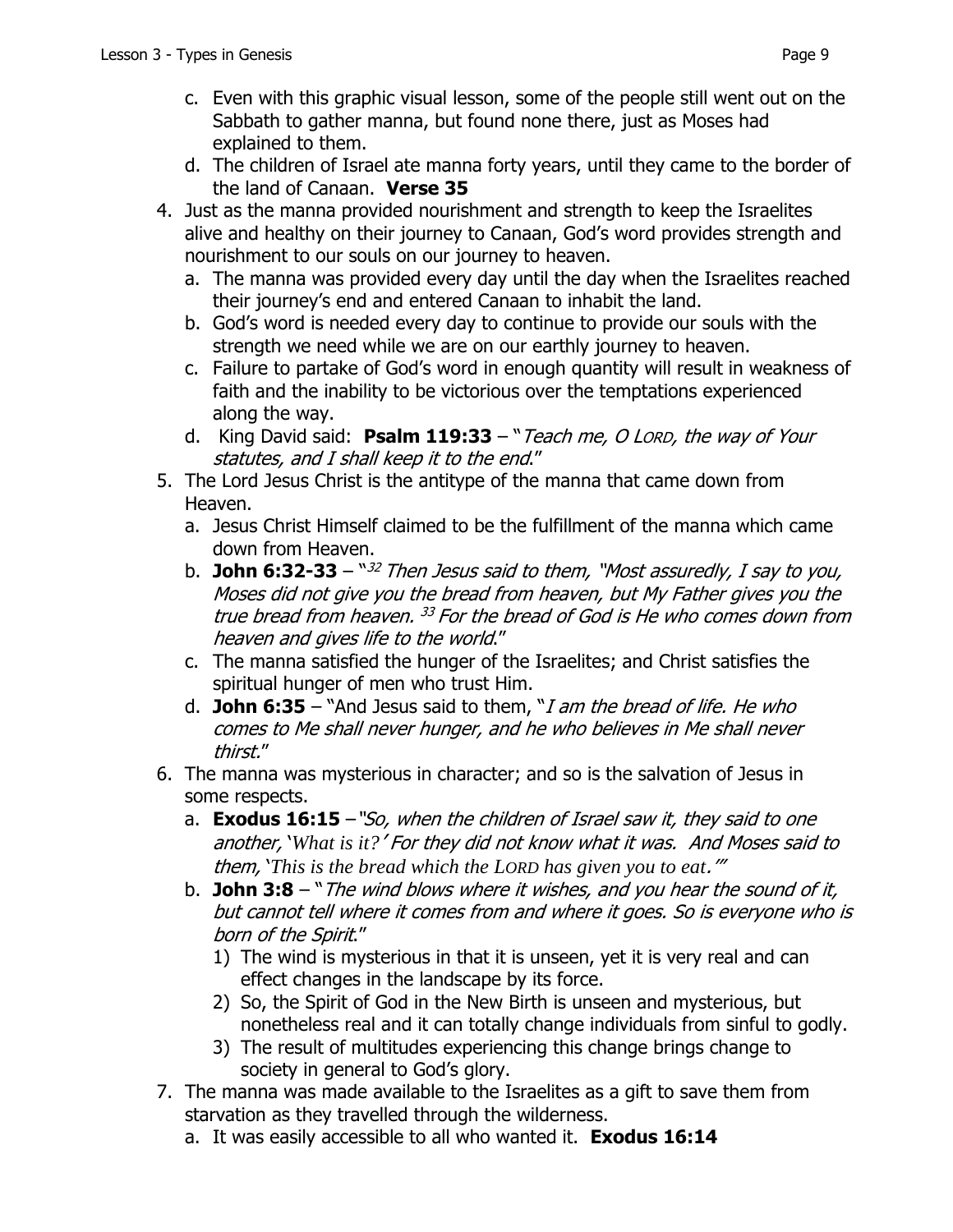c. Even with this graphic visual lesson, some of the people still went out on the Sabbath to gather manna, but found none there, just as Moses had explained to them.

d. The children of Israel ate manna forty years, until they came to the border of the land of Canaan. **Verse 35**

4. Just as the manna provided nourishment and strength to keep the Israelites alive and healthy on their journey to Canaan, God's word provides strength and nourishment to our souls on our journey to heaven.
   a. The manna was provided every day until the day when the Israelites reached their journey's end and entered Canaan to inhabit the land.
   b. God's word is needed every day to continue to provide our souls with the strength we need while we are on our earthly journey to heaven.
   c. Failure to partake of God's word in enough quantity will result in weakness of faith and the inability to be victorious over the temptations experienced along the way.
   d. King David said: **Psalm 119:33** – "*Teach me, O Lord, the way of Your statutes, and I shall keep it to the end*."

5. The Lord Jesus Christ is the antitype of the manna that came down from Heaven.
   a. Jesus Christ Himself claimed to be the fulfillment of the manna which came down from Heaven.
   b. **John 6:32-33** – "[32] *Then Jesus said to them, "Most assuredly, I say to you, Moses did not give you the bread from heaven, but My Father gives you the true bread from heaven.* [33] *For the bread of God is He who comes down from heaven and gives life to the world*."
   c. The manna satisfied the hunger of the Israelites; and Christ satisfies the spiritual hunger of men who trust Him.
   d. **John 6:35** – "And Jesus said to them, "*I am the bread of life. He who comes to Me shall never hunger, and he who believes in Me shall never thirst*."

6. The manna was mysterious in character; and so is the salvation of Jesus in some respects.
   a. **Exodus 16:15** – "*So, when the children of Israel saw it, they said to one another, 'What is it?' For they did not know what it was. And Moses said to them, 'This is the bread which the Lord has given you to eat.'*"
   b. **John 3:8** – "*The wind blows where it wishes, and you hear the sound of it, but cannot tell where it comes from and where it goes. So is everyone who is born of the Spirit*."
      1) The wind is mysterious in that it is unseen, yet it is very real and can effect changes in the landscape by its force.
      2) So, the Spirit of God in the New Birth is unseen and mysterious, but nonetheless real and it can totally change individuals from sinful to godly.
      3) The result of multitudes experiencing this change brings change to society in general to God's glory.

7. The manna was made available to the Israelites as a gift to save them from starvation as they travelled through the wilderness.
   a. It was easily accessible to all who wanted it. **Exodus 16:14**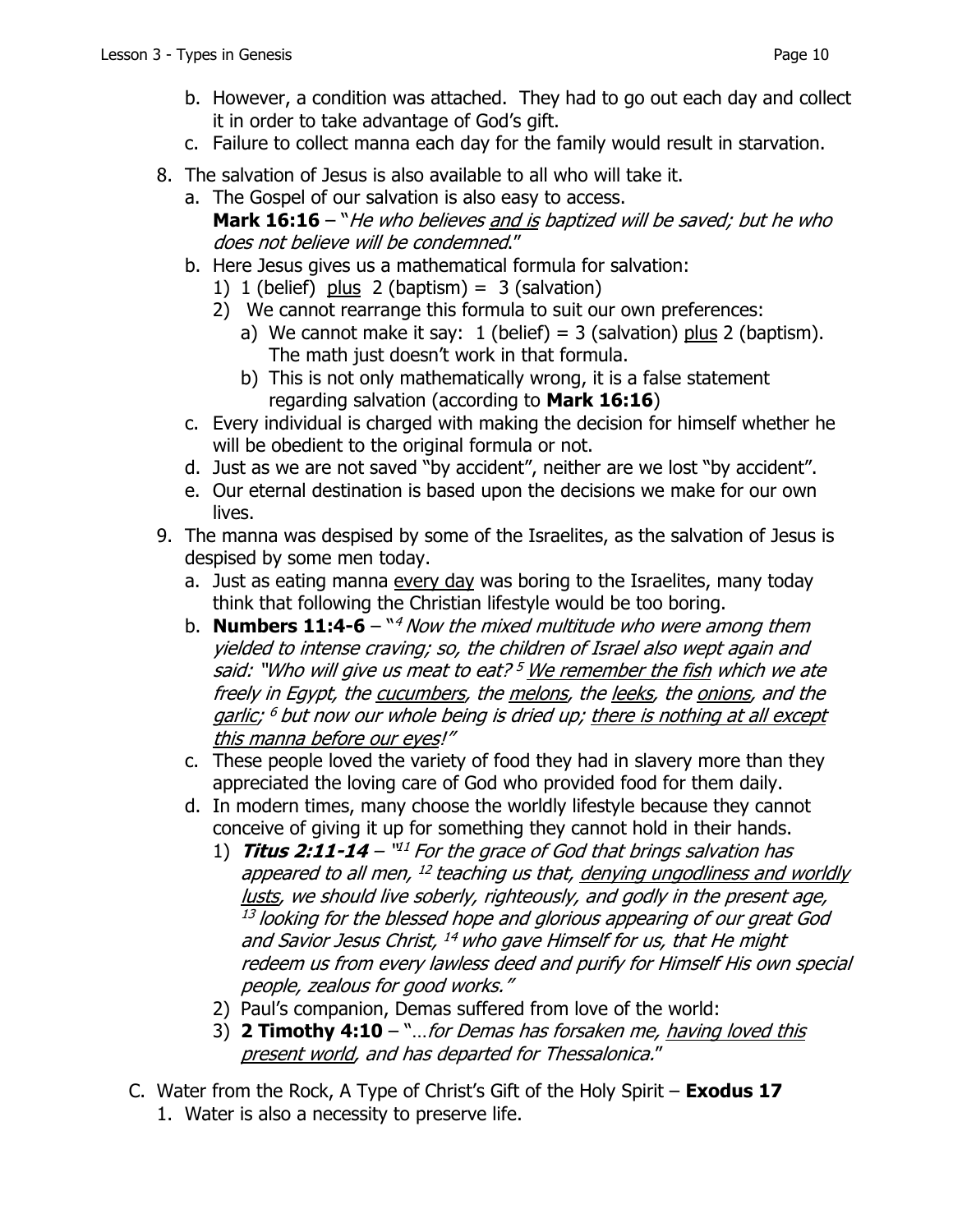b. However, a condition was attached. They had to go out each day and collect it in order to take advantage of God's gift.
   c. Failure to collect manna each day for the family would result in starvation.

8. The salvation of Jesus is also available to all who will take it.
   a. The Gospel of our salvation is also easy to access.
      **Mark 16:16** – "*He who believes <u>and is</u> baptized will be saved; but he who does not believe will be condemned*."
   b. Here Jesus gives us a mathematical formula for salvation:
      1) 1 (belief) <u>plus</u> 2 (baptism) = 3 (salvation)
      2) We cannot rearrange this formula to suit our own preferences:
         a) We cannot make it say: 1 (belief) = 3 (salvation) <u>plus</u> 2 (baptism). The math just doesn't work in that formula.
         b) This is not only mathematically wrong, it is a false statement regarding salvation (according to **Mark 16:16**)
   c. Every individual is charged with making the decision for himself whether he will be obedient to the original formula or not.
   d. Just as we are not saved "by accident", neither are we lost "by accident".
   e. Our eternal destination is based upon the decisions we make for our own lives.

9. The manna was despised by some of the Israelites, as the salvation of Jesus is despised by some men today.
   a. Just as eating manna <u>every day</u> was boring to the Israelites, many today think that following the Christian lifestyle would be too boring.
   b. **Numbers 11:4-6** – "[4] *Now the mixed multitude who were among them yielded to intense craving; so, the children of Israel also wept again and said: "Who will give us meat to eat?* [5] *<u>We remember the fish</u> which we ate freely in Egypt, the <u>cucumbers</u>, the <u>melons</u>, the <u>leeks</u>, the <u>onions</u>, and the <u>garlic</u>;* [6] *but now our whole being is dried up; <u>there is nothing at all except this manna before our eyes</u>!"*
   c. These people loved the variety of food they had in slavery more than they appreciated the loving care of God who provided food for them daily.
   d. In modern times, many choose the worldly lifestyle because they cannot conceive of giving it up for something they cannot hold in their hands.
      1) ***Titus 2:11-14*** – "[11] *For the grace of God that brings salvation has appeared to all men,* [12] *teaching us that, <u>denying ungodliness and worldly lusts</u>, we should live soberly, righteously, and godly in the present age,* [13] *looking for the blessed hope and glorious appearing of our great God and Savior Jesus Christ,* [14] *who gave Himself for us, that He might redeem us from every lawless deed and purify for Himself His own special people, zealous for good works."*
      2) Paul's companion, Demas suffered from love of the world:
      3) **2 Timothy 4:10** – "…*for Demas has forsaken me, <u>having loved this present world</u>, and has departed for Thessalonica.*"

C. Water from the Rock, A Type of Christ's Gift of the Holy Spirit – **Exodus 17**
   1. Water is also a necessity to preserve life.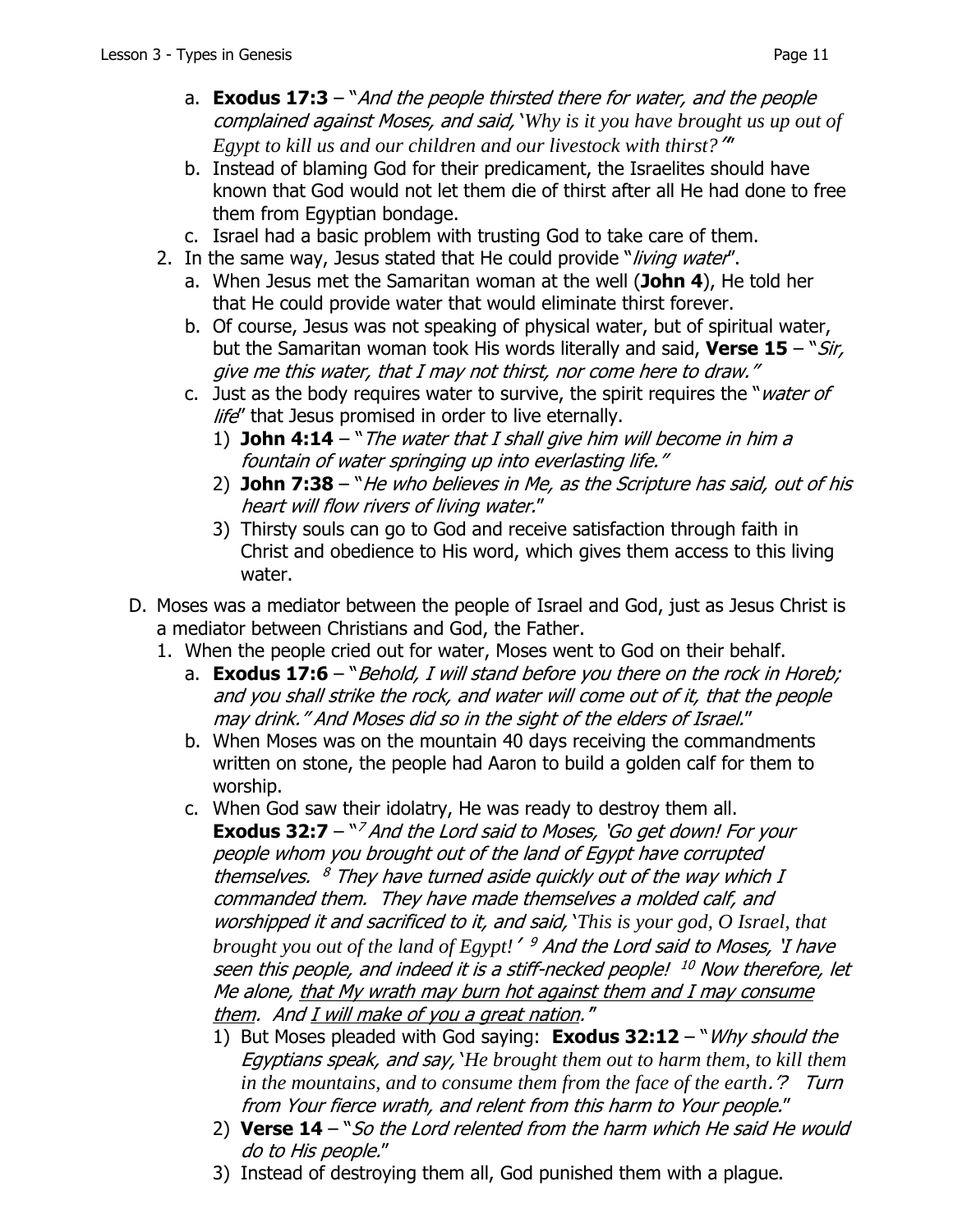a. **Exodus 17:3** – "*And the people thirsted there for water, and the people complained against Moses, and said, 'Why is it you have brought us up out of Egypt to kill us and our children and our livestock with thirst?'*"

b. Instead of blaming God for their predicament, the Israelites should have known that God would not let them die of thirst after all He had done to free them from Egyptian bondage.

c. Israel had a basic problem with trusting God to take care of them.

2. In the same way, Jesus stated that He could provide "*living water*".

   a. When Jesus met the Samaritan woman at the well (**John 4**), He told her that He could provide water that would eliminate thirst forever.

   b. Of course, Jesus was not speaking of physical water, but of spiritual water, but the Samaritan woman took His words literally and said, **Verse 15** – "*Sir, give me this water, that I may not thirst, nor come here to draw.*"

   c. Just as the body requires water to survive, the spirit requires the "*water of life*" that Jesus promised in order to live eternally.

      1) **John 4:14** – "*The water that I shall give him will become in him a fountain of water springing up into everlasting life.*"

      2) **John 7:38** – "*He who believes in Me, as the Scripture has said, out of his heart will flow rivers of living water.*"

      3) Thirsty souls can go to God and receive satisfaction through faith in Christ and obedience to His word, which gives them access to this living water.

D. Moses was a mediator between the people of Israel and God, just as Jesus Christ is a mediator between Christians and God, the Father.

1. When the people cried out for water, Moses went to God on their behalf.

   a. **Exodus 17:6** – "*Behold, I will stand before you there on the rock in Horeb; and you shall strike the rock, and water will come out of it, that the people may drink." And Moses did so in the sight of the elders of Israel.*"

   b. When Moses was on the mountain 40 days receiving the commandments written on stone, the people had Aaron to build a golden calf for them to worship.

   c. When God saw their idolatry, He was ready to destroy them all. **Exodus 32:7** – "[7] *And the Lord said to Moses, 'Go get down! For your people whom you brought out of the land of Egypt have corrupted themselves.* [8] *They have turned aside quickly out of the way which I commanded them. They have made themselves a molded calf, and worshipped it and sacrificed to it, and said, 'This is your god, O Israel, that brought you out of the land of Egypt!'* [9] *And the Lord said to Moses, 'I have seen this people, and indeed it is a stiff-necked people!* [10] *Now therefore, let Me alone, <u>that My wrath may burn hot against them and I may consume them</u>. And <u>I will make of you a great nation</u>.*"

      1) But Moses pleaded with God saying: **Exodus 32:12** – "*Why should the Egyptians speak, and say, 'He brought them out to harm them, to kill them in the mountains, and to consume them from the face of the earth.'? Turn from Your fierce wrath, and relent from this harm to Your people.*"

      2) **Verse 14** – "*So the Lord relented from the harm which He said He would do to His people.*"

      3) Instead of destroying them all, God punished them with a plague.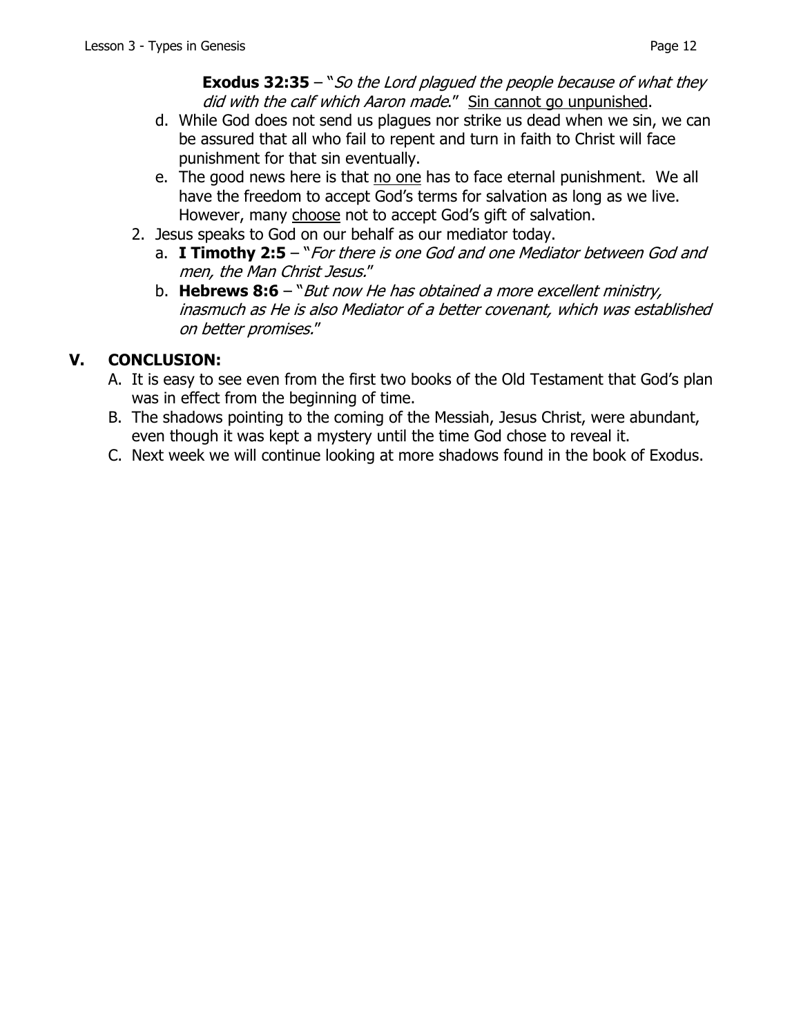**Exodus 32:35** – "*So the Lord plagued the people because of what they did with the calf which Aaron made*." <u>Sin cannot go unpunished</u>.

d. While God does not send us plagues nor strike us dead when we sin, we can be assured that all who fail to repent and turn in faith to Christ will face punishment for that sin eventually.

e. The good news here is that <u>no one</u> has to face eternal punishment. We all have the freedom to accept God's terms for salvation as long as we live. However, many <u>choose</u> not to accept God's gift of salvation.

2. Jesus speaks to God on our behalf as our mediator today.
   a. **I Timothy 2:5** – "*For there is one God and one Mediator between God and men, the Man Christ Jesus.*"
   b. **Hebrews 8:6** – "*But now He has obtained a more excellent ministry, inasmuch as He is also Mediator of a better covenant, which was established on better promises.*"

## V. CONCLUSION:

A. It is easy to see even from the first two books of the Old Testament that God's plan was in effect from the beginning of time.

B. The shadows pointing to the coming of the Messiah, Jesus Christ, were abundant, even though it was kept a mystery until the time God chose to reveal it.

C. Next week we will continue looking at more shadows found in the book of Exodus.